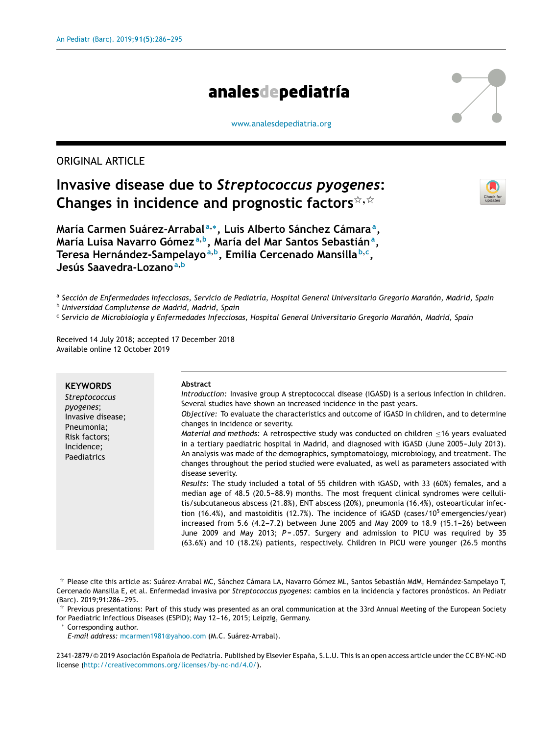ORIGINAL ARTICLE

# Invasive disease due to *Streptococcus pyogenes*: Changes in incidence and prognostic factors☆,☆

María Carmen Suárez-Arrabal[a,*], Luis Alberto Sánchez Cámara[a], María Luisa Navarro Gómez[a,b], María del Mar Santos Sebastián[a], Teresa Hernández-Sampelayo[a,b], Emilia Cercenado Mansilla[b,c], Jesús Saavedra-Lozano[a,b]

[a] *Sección de Enfermedades Infecciosas, Servicio de Pediatría, Hospital General Universitario Gregorio Marañón, Madrid, Spain*
[b] *Universidad Complutense de Madrid, Madrid, Spain*
[c] *Servicio de Microbiología y Enfermedades Infecciosas, Hospital General Universitario Gregorio Marañón, Madrid, Spain*

Received 14 July 2018; accepted 17 December 2018
Available online 12 October 2019

**KEYWORDS**
*Streptococcus pyogenes*;
Invasive disease;
Pneumonia;
Risk factors;
Incidence;
Paediatrics

**Abstract**

*Introduction:* Invasive group A streptococcal disease (iGASD) is a serious infection in children. Several studies have shown an increased incidence in the past years.

*Objective:* To evaluate the characteristics and outcome of iGASD in children, and to determine changes in incidence or severity.

*Material and methods:* A retrospective study was conducted on children ≤16 years evaluated in a tertiary paediatric hospital in Madrid, and diagnosed with iGASD (June 2005–July 2013). An analysis was made of the demographics, symptomatology, microbiology, and treatment. The changes throughout the period studied were evaluated, as well as parameters associated with disease severity.

*Results:* The study included a total of 55 children with iGASD, with 33 (60%) females, and a median age of 48.5 (20.5–88.9) months. The most frequent clinical syndromes were cellulitis/subcutaneous abscess (21.8%), ENT abscess (20%), pneumonia (16.4%), osteoarticular infection (16.4%), and mastoiditis (12.7%). The incidence of iGASD (cases/$10^5$ emergencies/year) increased from 5.6 (4.2–7.2) between June 2005 and May 2009 to 18.9 (15.1–26) between June 2009 and May 2013; $P = .057$. Surgery and admission to PICU was required by 35 (63.6%) and 10 (18.2%) patients, respectively. Children in PICU were younger (26.5 months

☆ Please cite this article as: Suárez-Arrabal MC, Sánchez Cámara LA, Navarro Gómez ML, Santos Sebastián MdM, Hernández-Sampelayo T, Cercenado Mansilla E, et al. Enfermedad invasiva por *Streptococcus pyogenes*: cambios en la incidencia y factores pronósticos. An Pediatr (Barc). 2019;91:286–295.

☆ Previous presentations: Part of this study was presented as an oral communication at the 33rd Annual Meeting of the European Society for Paediatric Infectious Diseases (ESPID); May 12–16, 2015; Leipzig, Germany.

\* Corresponding author.
*E-mail address:* mcarmen1981@yahoo.com (M.C. Suárez-Arrabal).

2341-2879/© 2019 Asociación Española de Pediatría. Published by Elsevier España, S.L.U. This is an open access article under the CC BY-NC-ND license (http://creativecommons.org/licenses/by-nc-nd/4.0/).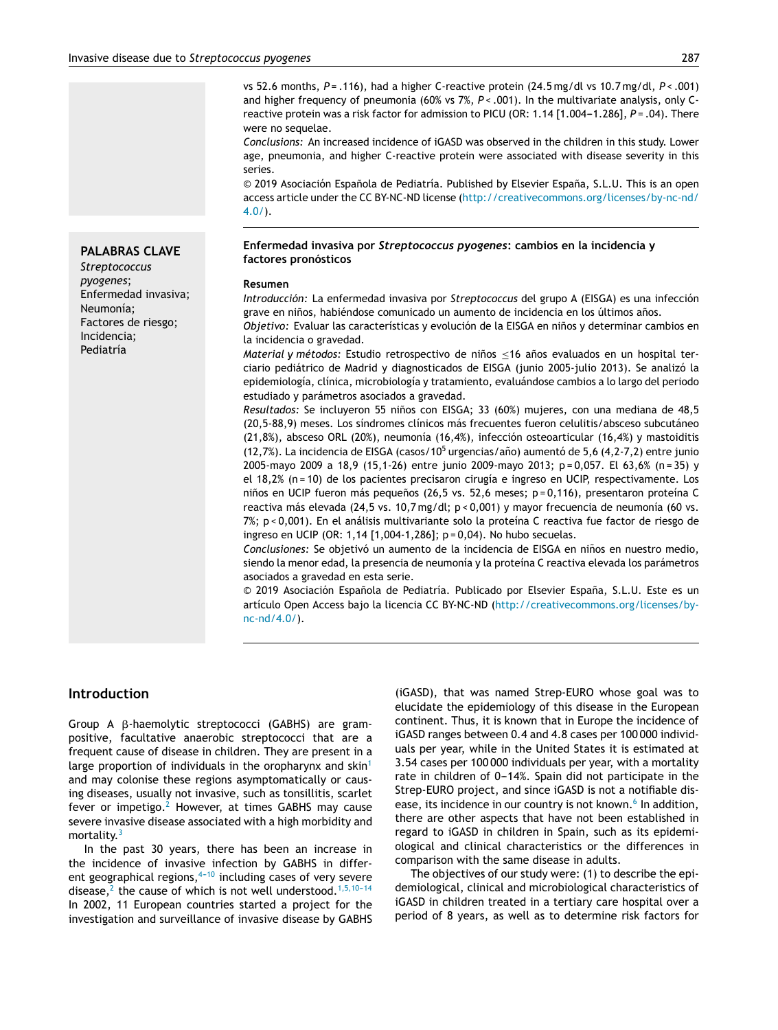vs 52.6 months, $P = .116$), had a higher C-reactive protein (24.5 mg/dl vs 10.7 mg/dl, $P < .001$) and higher frequency of pneumonia (60% vs 7%, $P < .001$). In the multivariate analysis, only C-reactive protein was a risk factor for admission to PICU (OR: 1.14 [1.004–1.286], $P = .04$). There were no sequelae.

*Conclusions:* An increased incidence of iGASD was observed in the children in this study. Lower age, pneumonia, and higher C-reactive protein were associated with disease severity in this series.

© 2019 Asociación Española de Pediatría. Published by Elsevier España, S.L.U. This is an open access article under the CC BY-NC-ND license (http://creativecommons.org/licenses/by-nc-nd/4.0/).

**PALABRAS CLAVE**
*Streptococcus pyogenes*;
Enfermedad invasiva;
Neumonía;
Factores de riesgo;
Incidencia;
Pediatría

**Enfermedad invasiva por *Streptococcus pyogenes*: cambios en la incidencia y factores pronósticos**

**Resumen**

*Introducción:* La enfermedad invasiva por *Streptococcus* del grupo A (EISGA) es una infección grave en niños, habiéndose comunicado un aumento de incidencia en los últimos años.

*Objetivo:* Evaluar las características y evolución de la EISGA en niños y determinar cambios en la incidencia o gravedad.

*Material y métodos:* Estudio retrospectivo de niños ≤16 años evaluados en un hospital terciario pediátrico de Madrid y diagnosticados de EISGA (junio 2005-julio 2013). Se analizó la epidemiología, clínica, microbiología y tratamiento, evaluándose cambios a lo largo del periodo estudiado y parámetros asociados a gravedad.

*Resultados:* Se incluyeron 55 niños con EISGA; 33 (60%) mujeres, con una mediana de 48,5 (20,5-88,9) meses. Los síndromes clínicos más frecuentes fueron celulitis/absceso subcutáneo (21,8%), absceso ORL (20%), neumonía (16,4%), infección osteoarticular (16,4%) y mastoiditis (12,7%). La incidencia de EISGA (casos/$10^5$ urgencias/año) aumentó de 5,6 (4,2-7,2) entre junio 2005-mayo 2009 a 18,9 (15,1-26) entre junio 2009-mayo 2013; p = 0,057. El 63,6% (n = 35) y el 18,2% (n = 10) de los pacientes precisaron cirugía e ingreso en UCIP, respectivamente. Los niños en UCIP fueron más pequeños (26,5 vs. 52,6 meses; p = 0,116), presentaron proteína C reactiva más elevada (24,5 vs. 10,7 mg/dl; p < 0,001) y mayor frecuencia de neumonía (60 vs. 7%; p < 0,001). En el análisis multivariante solo la proteína C reactiva fue factor de riesgo de ingreso en UCIP (OR: 1,14 [1,004-1,286]; p = 0,04). No hubo secuelas.

*Conclusiones:* Se objetivó un aumento de la incidencia de EISGA en niños en nuestro medio, siendo la menor edad, la presencia de neumonía y la proteína C reactiva elevada los parámetros asociados a gravedad en esta serie.

© 2019 Asociación Española de Pediatría. Publicado por Elsevier España, S.L.U. Este es un artículo Open Access bajo la licencia CC BY-NC-ND (http://creativecommons.org/licenses/by-nc-nd/4.0/).

## Introduction

Group A β-haemolytic streptococci (GABHS) are gram-positive, facultative anaerobic streptococci that are a frequent cause of disease in children. They are present in a large proportion of individuals in the oropharynx and skin[1] and may colonise these regions asymptomatically or causing diseases, usually not invasive, such as tonsillitis, scarlet fever or impetigo.[2] However, at times GABHS may cause severe invasive disease associated with a high morbidity and mortality.[3]

In the past 30 years, there has been an increase in the incidence of invasive infection by GABHS in different geographical regions,[4–10] including cases of very severe disease,[2] the cause of which is not well understood.[1,5,10–14] In 2002, 11 European countries started a project for the investigation and surveillance of invasive disease by GABHS (iGASD), that was named Strep-EURO whose goal was to elucidate the epidemiology of this disease in the European continent. Thus, it is known that in Europe the incidence of iGASD ranges between 0.4 and 4.8 cases per 100 000 individuals per year, while in the United States it is estimated at 3.54 cases per 100 000 individuals per year, with a mortality rate in children of 0–14%. Spain did not participate in the Strep-EURO project, and since iGASD is not a notifiable disease, its incidence in our country is not known.[6] In addition, there are other aspects that have not been established in regard to iGASD in children in Spain, such as its epidemiological and clinical characteristics or the differences in comparison with the same disease in adults.

The objectives of our study were: (1) to describe the epidemiological, clinical and microbiological characteristics of iGASD in children treated in a tertiary care hospital over a period of 8 years, as well as to determine risk factors for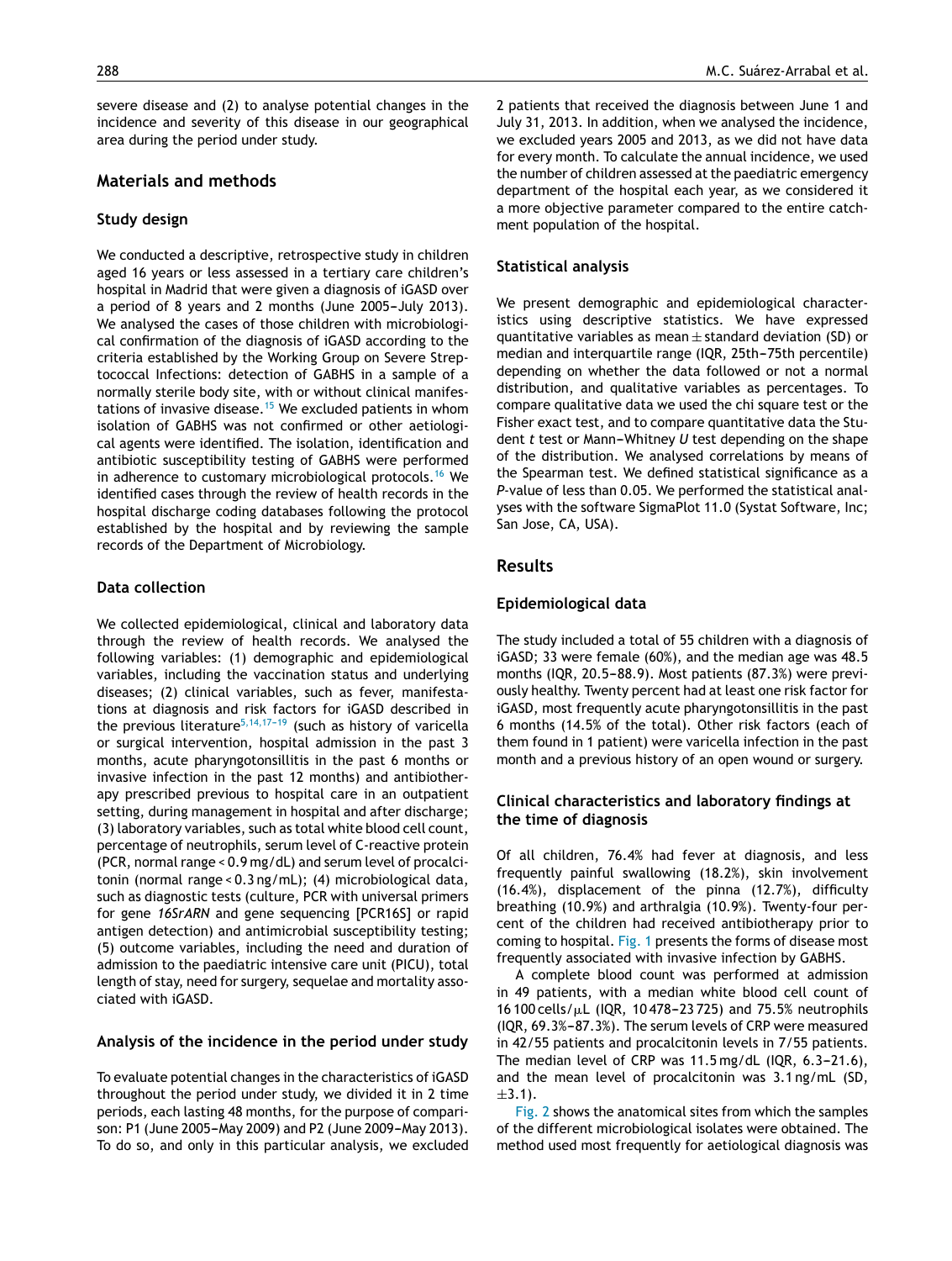severe disease and (2) to analyse potential changes in the incidence and severity of this disease in our geographical area during the period under study.

## Materials and methods

### Study design

We conducted a descriptive, retrospective study in children aged 16 years or less assessed in a tertiary care children's hospital in Madrid that were given a diagnosis of iGASD over a period of 8 years and 2 months (June 2005–July 2013). We analysed the cases of those children with microbiological confirmation of the diagnosis of iGASD according to the criteria established by the Working Group on Severe Streptococcal Infections: detection of GABHS in a sample of a normally sterile body site, with or without clinical manifestations of invasive disease.[15] We excluded patients in whom isolation of GABHS was not confirmed or other aetiological agents were identified. The isolation, identification and antibiotic susceptibility testing of GABHS were performed in adherence to customary microbiological protocols.[16] We identified cases through the review of health records in the hospital discharge coding databases following the protocol established by the hospital and by reviewing the sample records of the Department of Microbiology.

### Data collection

We collected epidemiological, clinical and laboratory data through the review of health records. We analysed the following variables: (1) demographic and epidemiological variables, including the vaccination status and underlying diseases; (2) clinical variables, such as fever, manifestations at diagnosis and risk factors for iGASD described in the previous literature[5,14,17–19] (such as history of varicella or surgical intervention, hospital admission in the past 3 months, acute pharyngotonsillitis in the past 6 months or invasive infection in the past 12 months) and antibiotherapy prescribed previous to hospital care in an outpatient setting, during management in hospital and after discharge; (3) laboratory variables, such as total white blood cell count, percentage of neutrophils, serum level of C-reactive protein (PCR, normal range < 0.9 mg/dL) and serum level of procalcitonin (normal range < 0.3 ng/mL); (4) microbiological data, such as diagnostic tests (culture, PCR with universal primers for gene *16SrARN* and gene sequencing [PCR16S] or rapid antigen detection) and antimicrobial susceptibility testing; (5) outcome variables, including the need and duration of admission to the paediatric intensive care unit (PICU), total length of stay, need for surgery, sequelae and mortality associated with iGASD.

### Analysis of the incidence in the period under study

To evaluate potential changes in the characteristics of iGASD throughout the period under study, we divided it in 2 time periods, each lasting 48 months, for the purpose of comparison: P1 (June 2005–May 2009) and P2 (June 2009–May 2013). To do so, and only in this particular analysis, we excluded 2 patients that received the diagnosis between June 1 and July 31, 2013. In addition, when we analysed the incidence, we excluded years 2005 and 2013, as we did not have data for every month. To calculate the annual incidence, we used the number of children assessed at the paediatric emergency department of the hospital each year, as we considered it a more objective parameter compared to the entire catchment population of the hospital.

### Statistical analysis

We present demographic and epidemiological characteristics using descriptive statistics. We have expressed quantitative variables as mean ± standard deviation (SD) or median and interquartile range (IQR, 25th–75th percentile) depending on whether the data followed or not a normal distribution, and qualitative variables as percentages. To compare qualitative data we used the chi square test or the Fisher exact test, and to compare quantitative data the Student *t* test or Mann–Whitney *U* test depending on the shape of the distribution. We analysed correlations by means of the Spearman test. We defined statistical significance as a *P*-value of less than 0.05. We performed the statistical analyses with the software SigmaPlot 11.0 (Systat Software, Inc; San Jose, CA, USA).

## Results

### Epidemiological data

The study included a total of 55 children with a diagnosis of iGASD; 33 were female (60%), and the median age was 48.5 months (IQR, 20.5–88.9). Most patients (87.3%) were previously healthy. Twenty percent had at least one risk factor for iGASD, most frequently acute pharyngotonsillitis in the past 6 months (14.5% of the total). Other risk factors (each of them found in 1 patient) were varicella infection in the past month and a previous history of an open wound or surgery.

### Clinical characteristics and laboratory findings at the time of diagnosis

Of all children, 76.4% had fever at diagnosis, and less frequently painful swallowing (18.2%), skin involvement (16.4%), displacement of the pinna (12.7%), difficulty breathing (10.9%) and arthralgia (10.9%). Twenty-four percent of the children had received antibiotherapy prior to coming to hospital. Fig. 1 presents the forms of disease most frequently associated with invasive infection by GABHS.

A complete blood count was performed at admission in 49 patients, with a median white blood cell count of 16 100 cells/$\mu$L (IQR, 10 478–23 725) and 75.5% neutrophils (IQR, 69.3%–87.3%). The serum levels of CRP were measured in 42/55 patients and procalcitonin levels in 7/55 patients. The median level of CRP was 11.5 mg/dL (IQR, 6.3–21.6), and the mean level of procalcitonin was 3.1 ng/mL (SD, ±3.1).

Fig. 2 shows the anatomical sites from which the samples of the different microbiological isolates were obtained. The method used most frequently for aetiological diagnosis was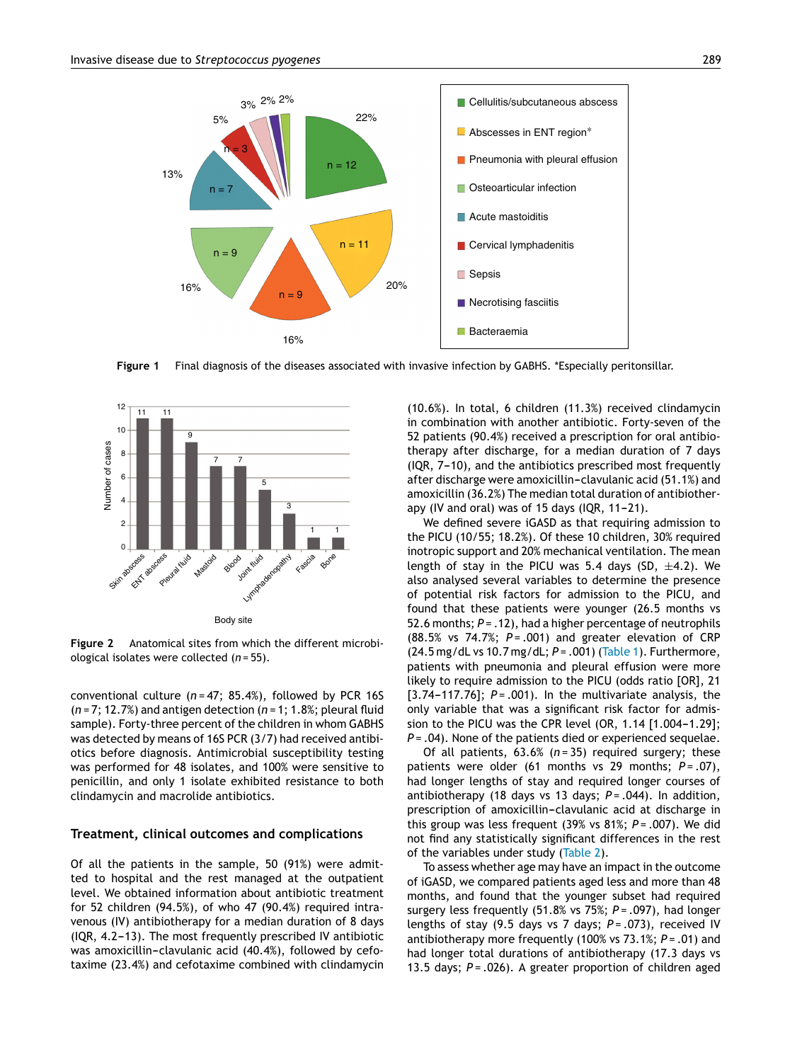Figure 1 Final diagnosis of the diseases associated with invasive infection by GABHS. *Especially peritonsillar.

Figure 2 Anatomical sites from which the different microbiological isolates were collected ($n = 55$).

conventional culture ($n = 47$; 85.4%), followed by PCR 16S ($n = 7$; 12.7%) and antigen detection ($n = 1$; 1.8%; pleural fluid sample). Forty-three percent of the children in whom GABHS was detected by means of 16S PCR (3/7) had received antibiotics before diagnosis. Antimicrobial susceptibility testing was performed for 48 isolates, and 100% were sensitive to penicillin, and only 1 isolate exhibited resistance to both clindamycin and macrolide antibiotics.

## Treatment, clinical outcomes and complications

Of all the patients in the sample, 50 (91%) were admitted to hospital and the rest managed at the outpatient level. We obtained information about antibiotic treatment for 52 children (94.5%), of who 47 (90.4%) required intravenous (IV) antibiotherapy for a median duration of 8 days (IQR, 4.2–13). The most frequently prescribed IV antibiotic was amoxicillin–clavulanic acid (40.4%), followed by cefotaxime (23.4%) and cefotaxime combined with clindamycin (10.6%). In total, 6 children (11.3%) received clindamycin in combination with another antibiotic. Forty-seven of the 52 patients (90.4%) received a prescription for oral antibiotherapy after discharge, for a median duration of 7 days (IQR, 7–10), and the antibiotics prescribed most frequently after discharge were amoxicillin–clavulanic acid (51.1%) and amoxicillin (36.2%) The median total duration of antibiotherapy (IV and oral) was of 15 days (IQR, 11–21).

We defined severe iGASD as that requiring admission to the PICU (10/55; 18.2%). Of these 10 children, 30% required inotropic support and 20% mechanical ventilation. The mean length of stay in the PICU was 5.4 days (SD, ±4.2). We also analysed several variables to determine the presence of potential risk factors for admission to the PICU, and found that these patients were younger (26.5 months vs 52.6 months; $P = .12$), had a higher percentage of neutrophils (88.5% vs 74.7%; $P = .001$) and greater elevation of CRP (24.5 mg/dL vs 10.7 mg/dL; $P = .001$) (Table 1). Furthermore, patients with pneumonia and pleural effusion were more likely to require admission to the PICU (odds ratio [OR], 21 [3.74–117.76]; $P = .001$). In the multivariate analysis, the only variable that was a significant risk factor for admission to the PICU was the CPR level (OR, 1.14 [1.004–1.29]; $P = .04$). None of the patients died or experienced sequelae.

Of all patients, 63.6% ($n = 35$) required surgery; these patients were older (61 months vs 29 months; $P = .07$), had longer lengths of stay and required longer courses of antibiotherapy (18 days vs 13 days; $P = .044$). In addition, prescription of amoxicillin–clavulanic acid at discharge in this group was less frequent (39% vs 81%; $P = .007$). We did not find any statistically significant differences in the rest of the variables under study (Table 2).

To assess whether age may have an impact in the outcome of iGASD, we compared patients aged less and more than 48 months, and found that the younger subset had required surgery less frequently (51.8% vs 75%; $P = .097$), had longer lengths of stay (9.5 days vs 7 days; $P = .073$), received IV antibiotherapy more frequently (100% vs 73.1%; $P = .01$) and had longer total durations of antibiotherapy (17.3 days vs 13.5 days; $P = .026$). A greater proportion of children aged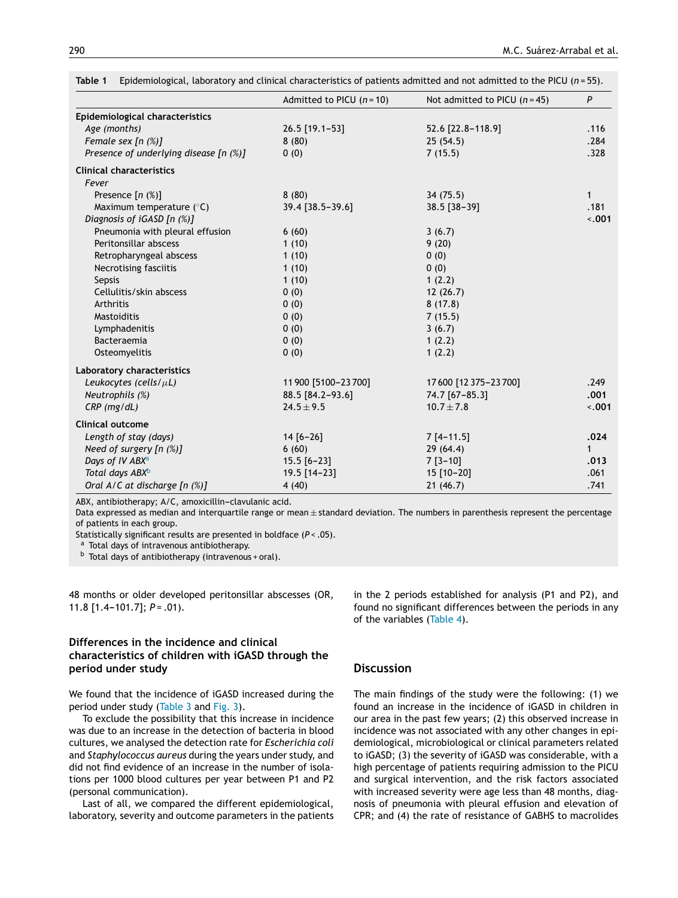**Table 1** Epidemiological, laboratory and clinical characteristics of patients admitted and not admitted to the PICU ($n = 55$).

| | Admitted to PICU ($n = 10$) | Not admitted to PICU ($n = 45$) | $P$ |
|---|---|---|---|
| **Epidemiological characteristics** | | | |
| *Age (months)* | 26.5 [19.1–53] | 52.6 [22.8–118.9] | .116 |
| *Female sex [n (%)]* | 8 (80) | 25 (54.5) | .284 |
| *Presence of underlying disease [n (%)]* | 0 (0) | 7 (15.5) | .328 |
| **Clinical characteristics** | | | |
| *Fever* | | | |
| Presence [n (%)] | 8 (80) | 34 (75.5) | 1 |
| Maximum temperature (°C) | 39.4 [38.5–39.6] | 38.5 [38–39] | .181 |
| *Diagnosis of iGASD [n (%)]* | | | **<.001** |
| Pneumonia with pleural effusion | 6 (60) | 3 (6.7) | |
| Peritonsillar abscess | 1 (10) | 9 (20) | |
| Retropharyngeal abscess | 1 (10) | 0 (0) | |
| Necrotising fasciitis | 1 (10) | 0 (0) | |
| Sepsis | 1 (10) | 1 (2.2) | |
| Cellulitis/skin abscess | 0 (0) | 12 (26.7) | |
| Arthritis | 0 (0) | 8 (17.8) | |
| Mastoiditis | 0 (0) | 7 (15.5) | |
| Lymphadenitis | 0 (0) | 3 (6.7) | |
| Bacteraemia | 0 (0) | 1 (2.2) | |
| Osteomyelitis | 0 (0) | 1 (2.2) | |
| **Laboratory characteristics** | | | |
| *Leukocytes (cells/μL)* | 11 900 [5100–23 700] | 17 600 [12 375–23 700] | .249 |
| *Neutrophils (%)* | 88.5 [84.2–93.6] | 74.7 [67–85.3] | **.001** |
| *CRP (mg/dL)* | 24.5 ± 9.5 | 10.7 ± 7.8 | **<.001** |
| **Clinical outcome** | | | |
| *Length of stay (days)* | 14 [6–26] | 7 [4–11.5] | **.024** |
| *Need of surgery [n (%)]* | 6 (60) | 29 (64.4) | 1 |
| *Days of IV ABX*[a] | 15.5 [6–23] | 7 [3–10] | **.013** |
| *Total days ABX*[b] | 19.5 [14–23] | 15 [10–20] | .061 |
| *Oral A/C at discharge [n (%)]* | 4 (40) | 21 (46.7) | .741 |

ABX, antibiotherapy; A/C, amoxicillin–clavulanic acid.
Data expressed as median and interquartile range or mean ± standard deviation. The numbers in parenthesis represent the percentage of patients in each group.
Statistically significant results are presented in boldface ($P < .05$).
[a] Total days of intravenous antibiotherapy.
[b] Total days of antibiotherapy (intravenous + oral).

48 months or older developed peritonsillar abscesses (OR, 11.8 [1.4–101.7]; $P = .01$).

### Differences in the incidence and clinical characteristics of children with iGASD through the period under study

We found that the incidence of iGASD increased during the period under study (Table 3 and Fig. 3).

To exclude the possibility that this increase in incidence was due to an increase in the detection of bacteria in blood cultures, we analysed the detection rate for *Escherichia coli* and *Staphylococcus aureus* during the years under study, and did not find evidence of an increase in the number of isolations per 1000 blood cultures per year between P1 and P2 (personal communication).

Last of all, we compared the different epidemiological, laboratory, severity and outcome parameters in the patients in the 2 periods established for analysis (P1 and P2), and found no significant differences between the periods in any of the variables (Table 4).

## Discussion

The main findings of the study were the following: (1) we found an increase in the incidence of iGASD in children in our area in the past few years; (2) this observed increase in incidence was not associated with any other changes in epidemiological, microbiological or clinical parameters related to iGASD; (3) the severity of iGASD was considerable, with a high percentage of patients requiring admission to the PICU and surgical intervention, and the risk factors associated with increased severity were age less than 48 months, diagnosis of pneumonia with pleural effusion and elevation of CPR; and (4) the rate of resistance of GABHS to macrolides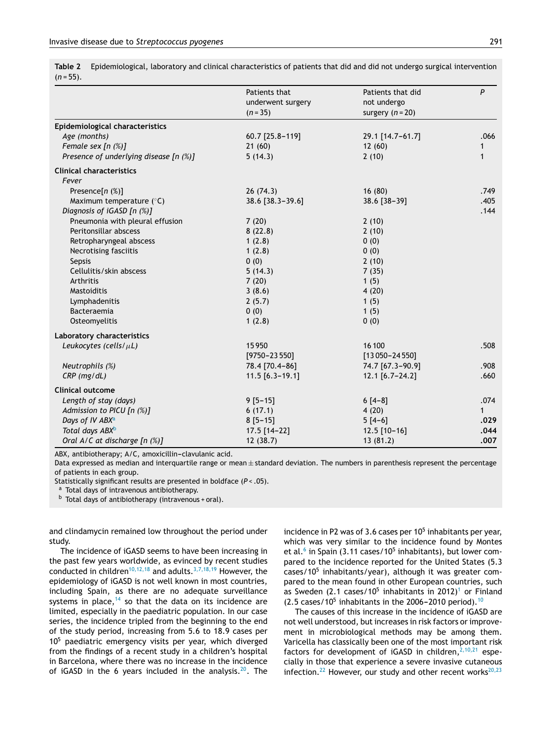**Table 2** Epidemiological, laboratory and clinical characteristics of patients that did and did not undergo surgical intervention ($n = 55$).

| | Patients that underwent surgery ($n = 35$) | Patients that did not undergo surgery ($n = 20$) | *P* |
|---|---|---|---|
| **Epidemiological characteristics** | | | |
| *Age (months)* | 60.7 [25.8–119] | 29.1 [14.7–61.7] | .066 |
| *Female sex [n (%)]* | 21 (60) | 12 (60) | 1 |
| *Presence of underlying disease [n (%)]* | 5 (14.3) | 2 (10) | 1 |
| **Clinical characteristics** | | | |
| *Fever* | | | |
| Presence[n (%)] | 26 (74.3) | 16 (80) | .749 |
| Maximum temperature (°C) | 38.6 [38.3–39.6] | 38.6 [38–39] | .405 |
| *Diagnosis of iGASD [n (%)]* | | | .144 |
| Pneumonia with pleural effusion | 7 (20) | 2 (10) | |
| Peritonsillar abscess | 8 (22.8) | 2 (10) | |
| Retropharyngeal abscess | 1 (2.8) | 0 (0) | |
| Necrotising fasciitis | 1 (2.8) | 0 (0) | |
| Sepsis | 0 (0) | 2 (10) | |
| Cellulitis/skin abscess | 5 (14.3) | 7 (35) | |
| Arthritis | 7 (20) | 1 (5) | |
| Mastoiditis | 3 (8.6) | 4 (20) | |
| Lymphadenitis | 2 (5.7) | 1 (5) | |
| Bacteraemia | 0 (0) | 1 (5) | |
| Osteomyelitis | 1 (2.8) | 0 (0) | |
| **Laboratory characteristics** | | | |
| *Leukocytes (cells/μL)* | 15 950 [9750–23 550] | 16 100 [13 050–24 550] | .508 |
| *Neutrophils (%)* | 78.4 [70.4–86] | 74.7 [67.3–90.9] | .908 |
| *CRP (mg/dL)* | 11.5 [6.3–19.1] | 12.1 [6.7–24.2] | .660 |
| **Clinical outcome** | | | |
| *Length of stay (days)* | 9 [5–15] | 6 [4–8] | .074 |
| *Admission to PICU [n (%)]* | 6 (17.1) | 4 (20) | 1 |
| *Days of IV ABX*[a] | 8 [5–15] | 5 [4–6] | **.029** |
| *Total days ABX*[b] | 17.5 [14–22] | 12.5 [10–16] | **.044** |
| *Oral A/C at discharge [n (%)]* | 12 (38.7) | 13 (81.2) | **.007** |

ABX, antibiotherapy; A/C, amoxicillin–clavulanic acid.
Data expressed as median and interquartile range or mean ± standard deviation. The numbers in parenthesis represent the percentage of patients in each group.
Statistically significant results are presented in boldface ($P < .05$).
[a] Total days of intravenous antibiotherapy.
[b] Total days of antibiotherapy (intravenous + oral).

and clindamycin remained low throughout the period under study.

The incidence of iGASD seems to have been increasing in the past few years worldwide, as evinced by recent studies conducted in children[10,12,18] and adults.[3,7,18,19] However, the epidemiology of iGASD is not well known in most countries, including Spain, as there are no adequate surveillance systems in place,[14] so that the data on its incidence are limited, especially in the paediatric population. In our case series, the incidence tripled from the beginning to the end of the study period, increasing from 5.6 to 18.9 cases per $10^5$ paediatric emergency visits per year, which diverged from the findings of a recent study in a children's hospital in Barcelona, where there was no increase in the incidence of iGASD in the 6 years included in the analysis.[20]. The incidence in P2 was of 3.6 cases per $10^5$ inhabitants per year, which was very similar to the incidence found by Montes et al.[6] in Spain (3.11 cases/$10^5$ inhabitants), but lower compared to the incidence reported for the United States (5.3 cases/$10^5$ inhabitants/year), although it was greater compared to the mean found in other European countries, such as Sweden (2.1 cases/$10^5$ inhabitants in 2012)[1] or Finland (2.5 cases/$10^5$ inhabitants in the 2006–2010 period).[10]

The causes of this increase in the incidence of iGASD are not well understood, but increases in risk factors or improvement in microbiological methods may be among them. Varicella has classically been one of the most important risk factors for development of iGASD in children,[2,10,21] especially in those that experience a severe invasive cutaneous infection.[22] However, our study and other recent works[20,23]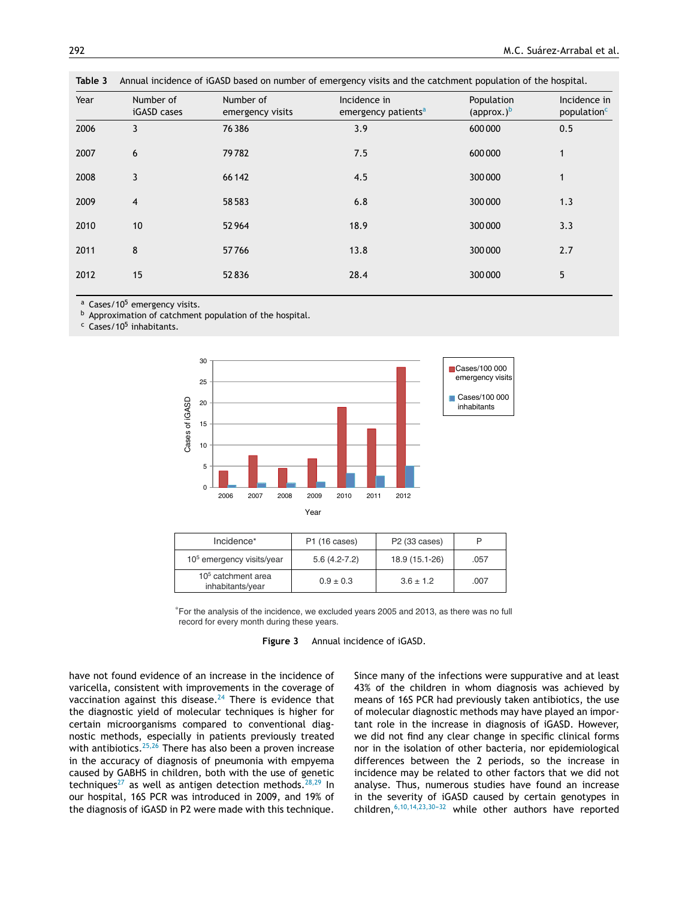**Table 3** Annual incidence of iGASD based on number of emergency visits and the catchment population of the hospital.

| Year | Number of iGASD cases | Number of emergency visits | Incidence in emergency patients[a] | Population (approx.)[b] | Incidence in population[c] |
|---|---|---|---|---|---|
| 2006 | 3 | 76 386 | 3.9 | 600 000 | 0.5 |
| 2007 | 6 | 79 782 | 7.5 | 600 000 | 1 |
| 2008 | 3 | 66 142 | 4.5 | 300 000 | 1 |
| 2009 | 4 | 58 583 | 6.8 | 300 000 | 1.3 |
| 2010 | 10 | 52 964 | 18.9 | 300 000 | 3.3 |
| 2011 | 8 | 57 766 | 13.8 | 300 000 | 2.7 |
| 2012 | 15 | 52 836 | 28.4 | 300 000 | 5 |

[a] Cases/$10^5$ emergency visits.
[b] Approximation of catchment population of the hospital.
[c] Cases/$10^5$ inhabitants.

| Incidence* | P1 (16 cases) | P2 (33 cases) | P |
|---|---|---|---|
| $10^5$ emergency visits/year | 5.6 (4.2-7.2) | 18.9 (15.1-26) | .057 |
| $10^5$ catchment area inhabitants/year | 0.9 ± 0.3 | 3.6 ± 1.2 | .007 |

*For the analysis of the incidence, we excluded years 2005 and 2013, as there was no full record for every month during these years.

**Figure 3** Annual incidence of iGASD.

have not found evidence of an increase in the incidence of varicella, consistent with improvements in the coverage of vaccination against this disease.[24] There is evidence that the diagnostic yield of molecular techniques is higher for certain microorganisms compared to conventional diagnostic methods, especially in patients previously treated with antibiotics.[25,26] There has also been a proven increase in the accuracy of diagnosis of pneumonia with empyema caused by GABHS in children, both with the use of genetic techniques[27] as well as antigen detection methods.[28,29] In our hospital, 16S PCR was introduced in 2009, and 19% of the diagnosis of iGASD in P2 were made with this technique. Since many of the infections were suppurative and at least 43% of the children in whom diagnosis was achieved by means of 16S PCR had previously taken antibiotics, the use of molecular diagnostic methods may have played an important role in the increase in diagnosis of iGASD. However, we did not find any clear change in specific clinical forms nor in the isolation of other bacteria, nor epidemiological differences between the 2 periods, so the increase in incidence may be related to other factors that we did not analyse. Thus, numerous studies have found an increase in the severity of iGASD caused by certain genotypes in children,[6,10,14,23,30–32] while other authors have reported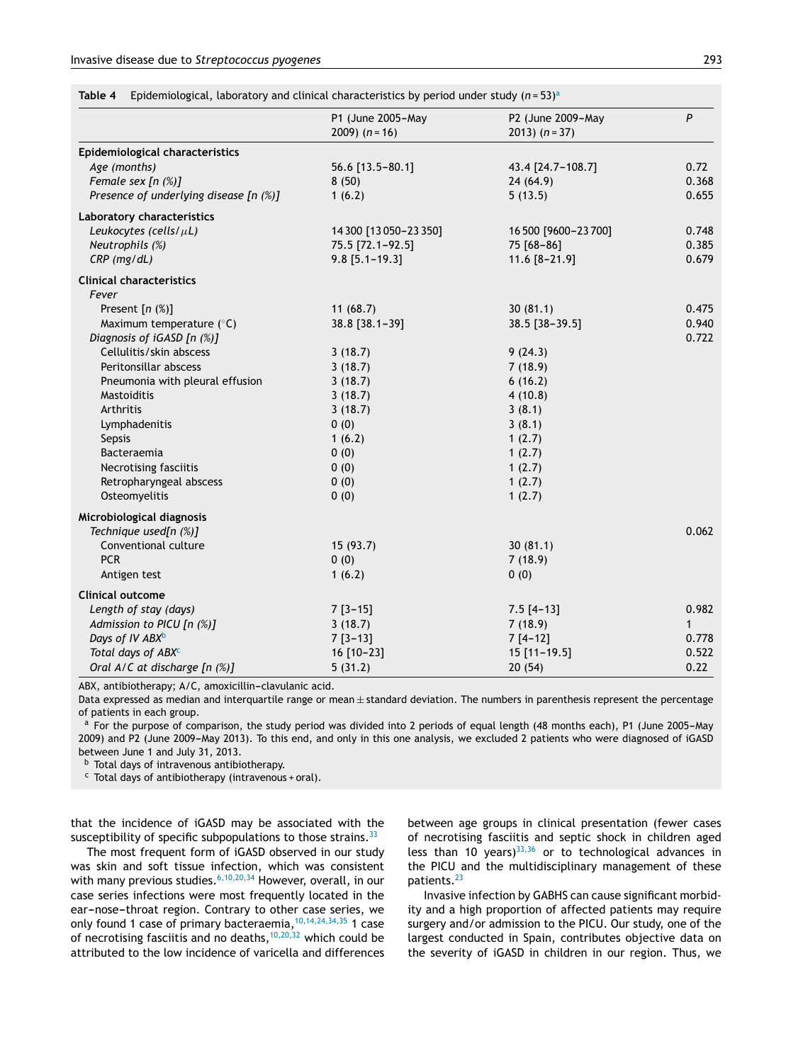**Table 4** Epidemiological, laboratory and clinical characteristics by period under study ($n = 53$)[a]

| | P1 (June 2005–May 2009) ($n = 16$) | P2 (June 2009–May 2013) ($n = 37$) | $P$ |
|---|---|---|---|
| **Epidemiological characteristics** | | | |
| *Age (months)* | 56.6 [13.5–80.1] | 43.4 [24.7–108.7] | 0.72 |
| *Female sex [n (%)]* | 8 (50) | 24 (64.9) | 0.368 |
| *Presence of underlying disease [n (%)]* | 1 (6.2) | 5 (13.5) | 0.655 |
| **Laboratory characteristics** | | | |
| *Leukocytes (cells/μL)* | 14 300 [13 050–23 350] | 16 500 [9600–23 700] | 0.748 |
| *Neutrophils (%)* | 75.5 [72.1–92.5] | 75 [68–86] | 0.385 |
| *CRP (mg/dL)* | 9.8 [5.1–19.3] | 11.6 [8–21.9] | 0.679 |
| **Clinical characteristics** | | | |
| *Fever* | | | |
| Present [n (%)] | 11 (68.7) | 30 (81.1) | 0.475 |
| Maximum temperature (°C) | 38.8 [38.1–39] | 38.5 [38–39.5] | 0.940 |
| *Diagnosis of iGASD [n (%)]* | | | 0.722 |
| Cellulitis/skin abscess | 3 (18.7) | 9 (24.3) | |
| Peritonsillar abscess | 3 (18.7) | 7 (18.9) | |
| Pneumonia with pleural effusion | 3 (18.7) | 6 (16.2) | |
| Mastoiditis | 3 (18.7) | 4 (10.8) | |
| Arthritis | 3 (18.7) | 3 (8.1) | |
| Lymphadenitis | 0 (0) | 3 (8.1) | |
| Sepsis | 1 (6.2) | 1 (2.7) | |
| Bacteraemia | 0 (0) | 1 (2.7) | |
| Necrotising fasciitis | 0 (0) | 1 (2.7) | |
| Retropharyngeal abscess | 0 (0) | 1 (2.7) | |
| Osteomyelitis | 0 (0) | 1 (2.7) | |
| **Microbiological diagnosis** | | | |
| *Technique used[n (%)]* | | | 0.062 |
| Conventional culture | 15 (93.7) | 30 (81.1) | |
| PCR | 0 (0) | 7 (18.9) | |
| Antigen test | 1 (6.2) | 0 (0) | |
| **Clinical outcome** | | | |
| *Length of stay (days)* | 7 [3–15] | 7.5 [4–13] | 0.982 |
| *Admission to PICU [n (%)]* | 3 (18.7) | 7 (18.9) | 1 |
| *Days of IV ABX*[b] | 7 [3–13] | 7 [4–12] | 0.778 |
| *Total days of ABX*[c] | 16 [10–23] | 15 [11–19.5] | 0.522 |
| *Oral A/C at discharge [n (%)]* | 5 (31.2) | 20 (54) | 0.22 |

ABX, antibiotherapy; A/C, amoxicillin–clavulanic acid.

Data expressed as median and interquartile range or mean ± standard deviation. The numbers in parenthesis represent the percentage of patients in each group.

[a] For the purpose of comparison, the study period was divided into 2 periods of equal length (48 months each), P1 (June 2005–May 2009) and P2 (June 2009–May 2013). To this end, and only in this one analysis, we excluded 2 patients who were diagnosed of iGASD between June 1 and July 31, 2013.

[b] Total days of intravenous antibiotherapy.

[c] Total days of antibiotherapy (intravenous + oral).

that the incidence of iGASD may be associated with the susceptibility of specific subpopulations to those strains.[33]

The most frequent form of iGASD observed in our study was skin and soft tissue infection, which was consistent with many previous studies.[6,10,20,34] However, overall, in our case series infections were most frequently located in the ear–nose–throat region. Contrary to other case series, we only found 1 case of primary bacteraemia,[10,14,24,34,35] 1 case of necrotising fasciitis and no deaths,[10,20,32] which could be attributed to the low incidence of varicella and differences between age groups in clinical presentation (fewer cases of necrotising fasciitis and septic shock in children aged less than 10 years)[33,36] or to technological advances in the PICU and the multidisciplinary management of these patients.[23]

Invasive infection by GABHS can cause significant morbidity and a high proportion of affected patients may require surgery and/or admission to the PICU. Our study, one of the largest conducted in Spain, contributes objective data on the severity of iGASD in children in our region. Thus, we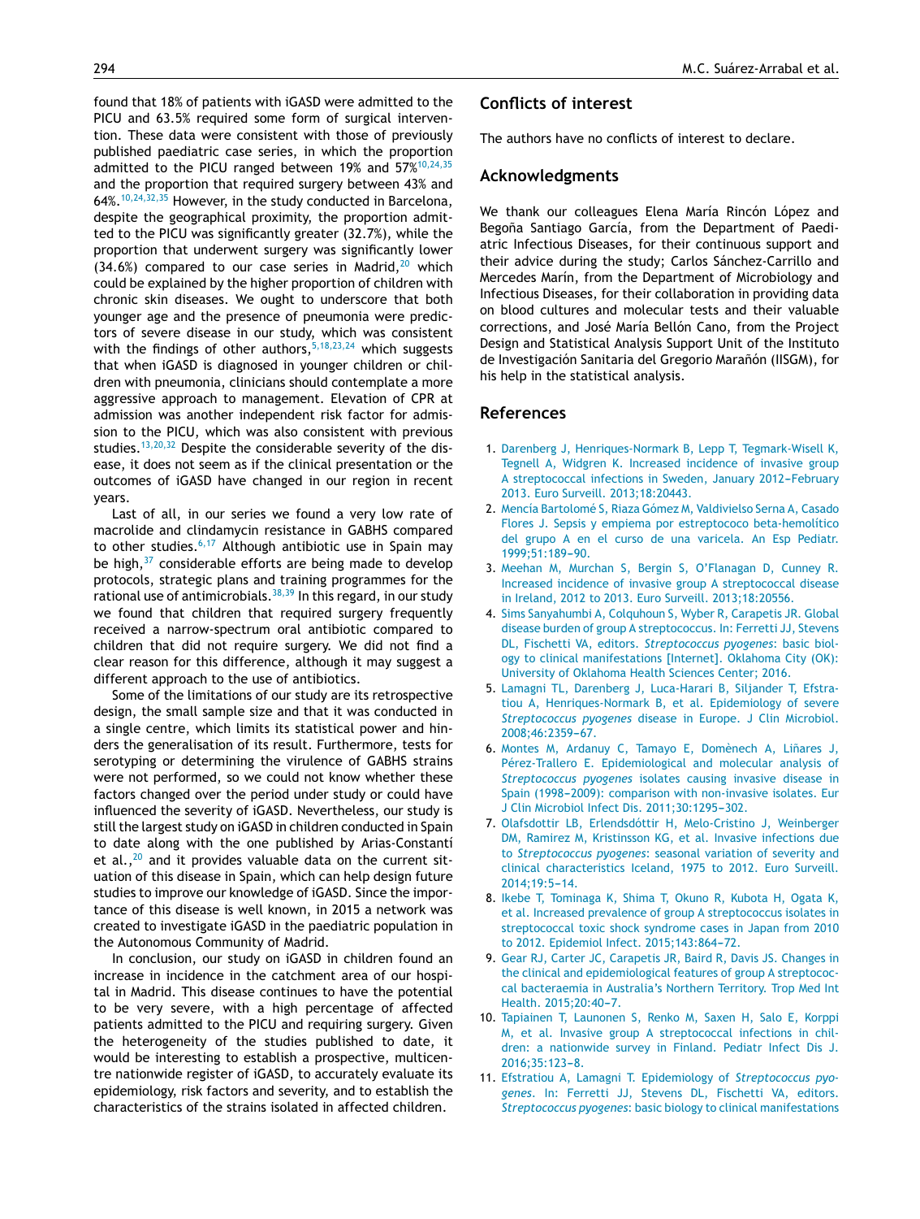found that 18% of patients with iGASD were admitted to the PICU and 63.5% required some form of surgical intervention. These data were consistent with those of previously published paediatric case series, in which the proportion admitted to the PICU ranged between 19% and 57%[10,24,35] and the proportion that required surgery between 43% and 64%.[10,24,32,35] However, in the study conducted in Barcelona, despite the geographical proximity, the proportion admitted to the PICU was significantly greater (32.7%), while the proportion that underwent surgery was significantly lower (34.6%) compared to our case series in Madrid,[20] which could be explained by the higher proportion of children with chronic skin diseases. We ought to underscore that both younger age and the presence of pneumonia were predictors of severe disease in our study, which was consistent with the findings of other authors,[5,18,23,24] which suggests that when iGASD is diagnosed in younger children or children with pneumonia, clinicians should contemplate a more aggressive approach to management. Elevation of CPR at admission was another independent risk factor for admission to the PICU, which was also consistent with previous studies.[13,20,32] Despite the considerable severity of the disease, it does not seem as if the clinical presentation or the outcomes of iGASD have changed in our region in recent years.

Last of all, in our series we found a very low rate of macrolide and clindamycin resistance in GABHS compared to other studies.[6,17] Although antibiotic use in Spain may be high,[37] considerable efforts are being made to develop protocols, strategic plans and training programmes for the rational use of antimicrobials.[38,39] In this regard, in our study we found that children that required surgery frequently received a narrow-spectrum oral antibiotic compared to children that did not require surgery. We did not find a clear reason for this difference, although it may suggest a different approach to the use of antibiotics.

Some of the limitations of our study are its retrospective design, the small sample size and that it was conducted in a single centre, which limits its statistical power and hinders the generalisation of its result. Furthermore, tests for serotyping or determining the virulence of GABHS strains were not performed, so we could not know whether these factors changed over the period under study or could have influenced the severity of iGASD. Nevertheless, our study is still the largest study on iGASD in children conducted in Spain to date along with the one published by Arias-Constantí et al.,[20] and it provides valuable data on the current situation of this disease in Spain, which can help design future studies to improve our knowledge of iGASD. Since the importance of this disease is well known, in 2015 a network was created to investigate iGASD in the paediatric population in the Autonomous Community of Madrid.

In conclusion, our study on iGASD in children found an increase in incidence in the catchment area of our hospital in Madrid. This disease continues to have the potential to be very severe, with a high percentage of affected patients admitted to the PICU and requiring surgery. Given the heterogeneity of the studies published to date, it would be interesting to establish a prospective, multicentre nationwide register of iGASD, to accurately evaluate its epidemiology, risk factors and severity, and to establish the characteristics of the strains isolated in affected children.

## Conflicts of interest

The authors have no conflicts of interest to declare.

## Acknowledgments

We thank our colleagues Elena María Rincón López and Begoña Santiago García, from the Department of Paediatric Infectious Diseases, for their continuous support and their advice during the study; Carlos Sánchez-Carrillo and Mercedes Marín, from the Department of Microbiology and Infectious Diseases, for their collaboration in providing data on blood cultures and molecular tests and their valuable corrections, and José María Bellón Cano, from the Project Design and Statistical Analysis Support Unit of the Instituto de Investigación Sanitaria del Gregorio Marañón (IISGM), for his help in the statistical analysis.

## References

1. Darenberg J, Henriques-Normark B, Lepp T, Tegmark-Wisell K, Tegnell A, Widgren K. Increased incidence of invasive group A streptococcal infections in Sweden, January 2012–February 2013. Euro Surveill. 2013;18:20443.
2. Mencía Bartolomé S, Riaza Gómez M, Valdivielso Serna A, Casado Flores J. Sepsis y empiema por estreptococo beta-hemolítico del grupo A en el curso de una varicela. An Esp Pediatr. 1999;51:189–90.
3. Meehan M, Murchan S, Bergin S, O'Flanagan D, Cunney R. Increased incidence of invasive group A streptococcal disease in Ireland, 2012 to 2013. Euro Surveill. 2013;18:20556.
4. Sims Sanyahumbi A, Colquhoun S, Wyber R, Carapetis JR. Global disease burden of group A streptococcus. In: Ferretti JJ, Stevens DL, Fischetti VA, editors. *Streptococcus pyogenes*: basic biology to clinical manifestations [Internet]. Oklahoma City (OK): University of Oklahoma Health Sciences Center; 2016.
5. Lamagni TL, Darenberg J, Luca-Harari B, Siljander T, Efstratiou A, Henriques-Normark B, et al. Epidemiology of severe *Streptococcus pyogenes* disease in Europe. J Clin Microbiol. 2008;46:2359–67.
6. Montes M, Ardanuy C, Tamayo E, Domènech A, Liñares J, Pérez-Trallero E. Epidemiological and molecular analysis of *Streptococcus pyogenes* isolates causing invasive disease in Spain (1998–2009): comparison with non-invasive isolates. Eur J Clin Microbiol Infect Dis. 2011;30:1295–302.
7. Olafsdottir LB, Erlendsdóttir H, Melo-Cristino J, Weinberger DM, Ramirez M, Kristinsson KG, et al. Invasive infections due to *Streptococcus pyogenes*: seasonal variation of severity and clinical characteristics Iceland, 1975 to 2012. Euro Surveill. 2014;19:5–14.
8. Ikebe T, Tominaga K, Shima T, Okuno R, Kubota H, Ogata K, et al. Increased prevalence of group A streptococcus isolates in streptococcal toxic shock syndrome cases in Japan from 2010 to 2012. Epidemiol Infect. 2015;143:864–72.
9. Gear RJ, Carter JC, Carapetis JR, Baird R, Davis JS. Changes in the clinical and epidemiological features of group A streptococcal bacteraemia in Australia's Northern Territory. Trop Med Int Health. 2015;20:40–7.
10. Tapiainen T, Launonen S, Renko M, Saxen H, Salo E, Korppi M, et al. Invasive group A streptococcal infections in children: a nationwide survey in Finland. Pediatr Infect Dis J. 2016;35:123–8.
11. Efstratiou A, Lamagni T. Epidemiology of *Streptococcus pyogenes*. In: Ferretti JJ, Stevens DL, Fischetti VA, editors. *Streptococcus pyogenes*: basic biology to clinical manifestations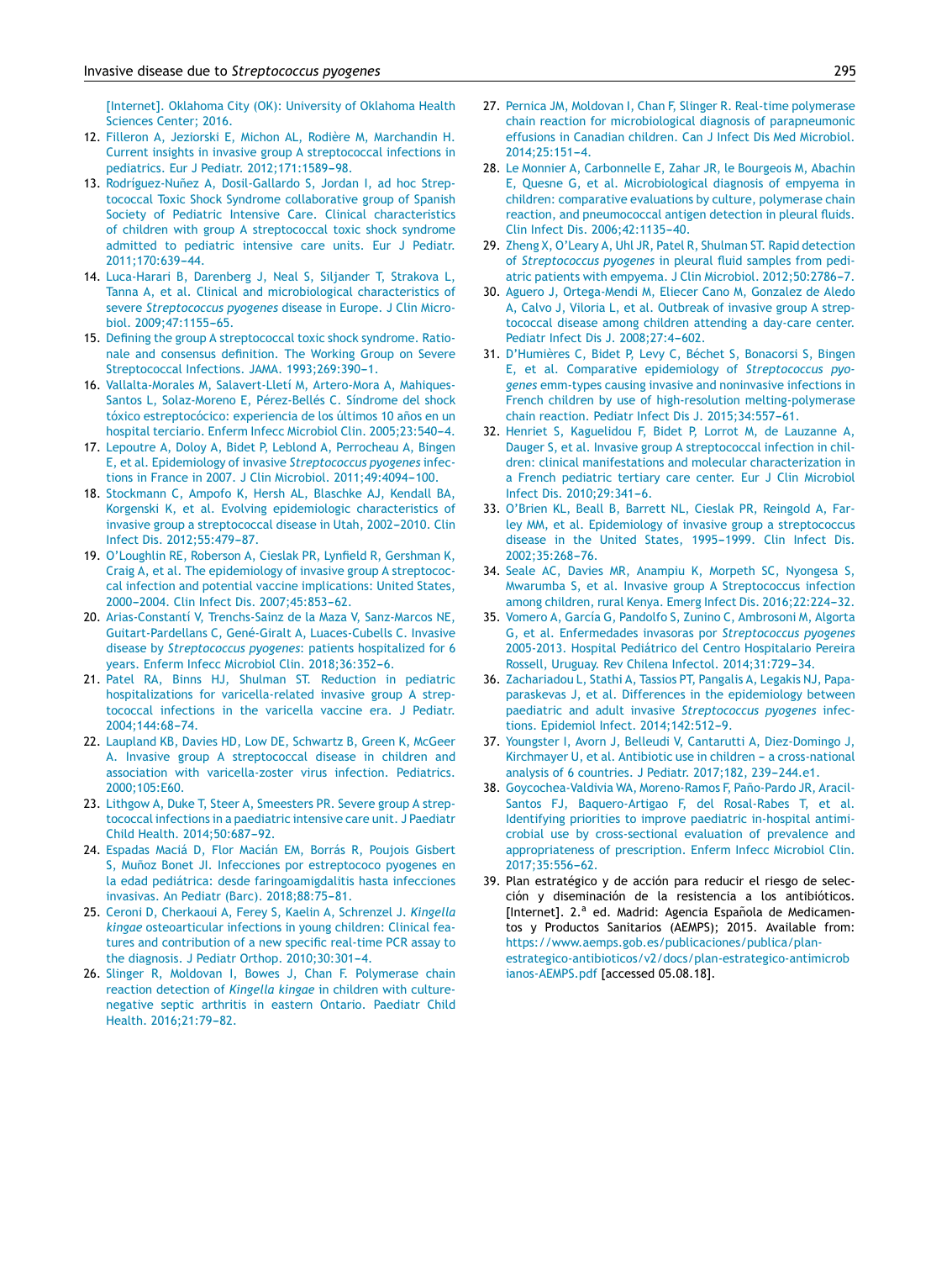[Internet]. Oklahoma City (OK): University of Oklahoma Health Sciences Center; 2016.

12. Filleron A, Jeziorski E, Michon AL, Rodière M, Marchandin H. Current insights in invasive group A streptococcal infections in pediatrics. Eur J Pediatr. 2012;171:1589–98.
13. Rodríguez-Nuñez A, Dosil-Gallardo S, Jordan I, ad hoc Streptococcal Toxic Shock Syndrome collaborative group of Spanish Society of Pediatric Intensive Care. Clinical characteristics of children with group A streptococcal toxic shock syndrome admitted to pediatric intensive care units. Eur J Pediatr. 2011;170:639–44.
14. Luca-Harari B, Darenberg J, Neal S, Siljander T, Strakova L, Tanna A, et al. Clinical and microbiological characteristics of severe *Streptococcus pyogenes* disease in Europe. J Clin Microbiol. 2009;47:1155–65.
15. Defining the group A streptococcal toxic shock syndrome. Rationale and consensus definition. The Working Group on Severe Streptococcal Infections. JAMA. 1993;269:390–1.
16. Vallalta-Morales M, Salavert-Lletí M, Artero-Mora A, Mahiques-Santos L, Solaz-Moreno E, Pérez-Bellés C. Síndrome del shock tóxico estreptocócico: experiencia de los últimos 10 años en un hospital terciario. Enferm Infecc Microbiol Clin. 2005;23:540–4.
17. Lepoutre A, Doloy A, Bidet P, Leblond A, Perrocheau A, Bingen E, et al. Epidemiology of invasive *Streptococcus pyogenes* infections in France in 2007. J Clin Microbiol. 2011;49:4094–100.
18. Stockmann C, Ampofo K, Hersh AL, Blaschke AJ, Kendall BA, Korgenski K, et al. Evolving epidemiologic characteristics of invasive group a streptococcal disease in Utah, 2002–2010. Clin Infect Dis. 2012;55:479–87.
19. O'Loughlin RE, Roberson A, Cieslak PR, Lynfield R, Gershman K, Craig A, et al. The epidemiology of invasive group A streptococcal infection and potential vaccine implications: United States, 2000–2004. Clin Infect Dis. 2007;45:853–62.
20. Arias-Constantí V, Trenchs-Sainz de la Maza V, Sanz-Marcos NE, Guitart-Pardellans C, Gené-Giralt A, Luaces-Cubells C. Invasive disease by *Streptococcus pyogenes*: patients hospitalized for 6 years. Enferm Infecc Microbiol Clin. 2018;36:352–6.
21. Patel RA, Binns HJ, Shulman ST. Reduction in pediatric hospitalizations for varicella-related invasive group A streptococcal infections in the varicella vaccine era. J Pediatr. 2004;144:68–74.
22. Laupland KB, Davies HD, Low DE, Schwartz B, Green K, McGeer A. Invasive group A streptococcal disease in children and association with varicella-zoster virus infection. Pediatrics. 2000;105:E60.
23. Lithgow A, Duke T, Steer A, Smeesters PR. Severe group A streptococcal infections in a paediatric intensive care unit. J Paediatr Child Health. 2014;50:687–92.
24. Espadas Maciá D, Flor Macián EM, Borrás R, Poujois Gisbert S, Muñoz Bonet JI. Infecciones por estreptococo pyogenes en la edad pediátrica: desde faringoamigdalitis hasta infecciones invasivas. An Pediatr (Barc). 2018;88:75–81.
25. Ceroni D, Cherkaoui A, Ferey S, Kaelin A, Schrenzel J. *Kingella kingae* osteoarticular infections in young children: Clinical features and contribution of a new specific real-time PCR assay to the diagnosis. J Pediatr Orthop. 2010;30:301–4.
26. Slinger R, Moldovan I, Bowes J, Chan F. Polymerase chain reaction detection of *Kingella kingae* in children with culture-negative septic arthritis in eastern Ontario. Paediatr Child Health. 2016;21:79–82.
27. Pernica JM, Moldovan I, Chan F, Slinger R. Real-time polymerase chain reaction for microbiological diagnosis of parapneumonic effusions in Canadian children. Can J Infect Dis Med Microbiol. 2014;25:151–4.
28. Le Monnier A, Carbonnelle E, Zahar JR, le Bourgeois M, Abachin E, Quesne G, et al. Microbiological diagnosis of empyema in children: comparative evaluations by culture, polymerase chain reaction, and pneumococcal antigen detection in pleural fluids. Clin Infect Dis. 2006;42:1135–40.
29. Zheng X, O'Leary A, Uhl JR, Patel R, Shulman ST. Rapid detection of *Streptococcus pyogenes* in pleural fluid samples from pediatric patients with empyema. J Clin Microbiol. 2012;50:2786–7.
30. Aguero J, Ortega-Mendi M, Eliecer Cano M, Gonzalez de Aledo A, Calvo J, Viloria L, et al. Outbreak of invasive group A streptococcal disease among children attending a day-care center. Pediatr Infect Dis J. 2008;27:4–602.
31. D'Humières C, Bidet P, Levy C, Béchet S, Bonacorsi S, Bingen E, et al. Comparative epidemiology of *Streptococcus pyogenes* emm-types causing invasive and noninvasive infections in French children by use of high-resolution melting-polymerase chain reaction. Pediatr Infect Dis J. 2015;34:557–61.
32. Henriet S, Kaguelidou F, Bidet P, Lorrot M, de Lauzanne A, Dauger S, et al. Invasive group A streptococcal infection in children: clinical manifestations and molecular characterization in a French pediatric tertiary care center. Eur J Clin Microbiol Infect Dis. 2010;29:341–6.
33. O'Brien KL, Beall B, Barrett NL, Cieslak PR, Reingold A, Farley MM, et al. Epidemiology of invasive group a streptococcus disease in the United States, 1995–1999. Clin Infect Dis. 2002;35:268–76.
34. Seale AC, Davies MR, Anampiu K, Morpeth SC, Nyongesa S, Mwarumba S, et al. Invasive group A Streptococcus infection among children, rural Kenya. Emerg Infect Dis. 2016;22:224–32.
35. Vomero A, García G, Pandolfo S, Zunino C, Ambrosoni M, Algorta G, et al. Enfermedades invasoras por *Streptococcus pyogenes* 2005-2013. Hospital Pediátrico del Centro Hospitalario Pereira Rossell, Uruguay. Rev Chilena Infectol. 2014;31:729–34.
36. Zachariadou L, Stathi A, Tassios PT, Pangalis A, Legakis NJ, Papaparaskevas J, et al. Differences in the epidemiology between paediatric and adult invasive *Streptococcus pyogenes* infections. Epidemiol Infect. 2014;142:512–9.
37. Youngster I, Avorn J, Belleudi V, Cantarutti A, Diez-Domingo J, Kirchmayer U, et al. Antibiotic use in children – a cross-national analysis of 6 countries. J Pediatr. 2017;182, 239–244.e1.
38. Goycochea-Valdivia WA, Moreno-Ramos F, Paño-Pardo JR, Aracil-Santos FJ, Baquero-Artigao F, del Rosal-Rabes T, et al. Identifying priorities to improve paediatric in-hospital antimicrobial use by cross-sectional evaluation of prevalence and appropriateness of prescription. Enferm Infecc Microbiol Clin. 2017;35:556–62.
39. Plan estratégico y de acción para reducir el riesgo de selección y diseminación de la resistencia a los antibióticos. [Internet]. 2.ª ed. Madrid: Agencia Española de Medicamentos y Productos Sanitarios (AEMPS); 2015. Available from: https://www.aemps.gob.es/publicaciones/publica/plan-estrategico-antibioticos/v2/docs/plan-estrategico-antimicrobianos-AEMPS.pdf [accessed 05.08.18].